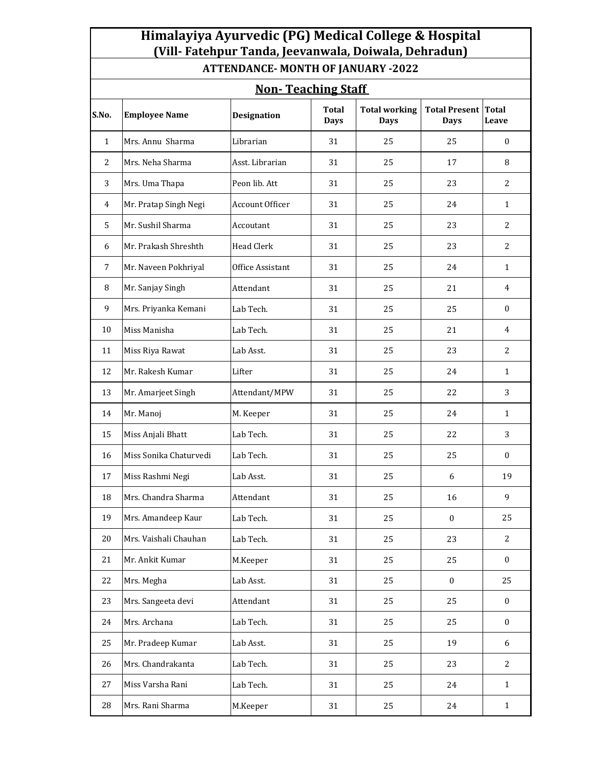# Himalayiya Ayurvedic (PG) Medical College & Hospital

## (Vill- Fatehpur Tanda, Jeevanwala, Doiwala, Dehradun)

### ATTENDANCE- MONTH OF JANUARY -2022

### Non- Teaching Staff

| S.No. | Employee Name | Designation | Total Days | Total working Days | Total Present Days | Total Leave |
|---|---|---|---|---|---|---|
| 1 | Mrs. Annu Sharma | Librarian | 31 | 25 | 25 | 0 |
| 2 | Mrs. Neha Sharma | Asst. Librarian | 31 | 25 | 17 | 8 |
| 3 | Mrs. Uma Thapa | Peon lib. Att | 31 | 25 | 23 | 2 |
| 4 | Mr. Pratap Singh Negi | Account Officer | 31 | 25 | 24 | 1 |
| 5 | Mr. Sushil Sharma | Accoutant | 31 | 25 | 23 | 2 |
| 6 | Mr. Prakash Shreshth | Head Clerk | 31 | 25 | 23 | 2 |
| 7 | Mr. Naveen Pokhriyal | Office Assistant | 31 | 25 | 24 | 1 |
| 8 | Mr. Sanjay Singh | Attendant | 31 | 25 | 21 | 4 |
| 9 | Mrs. Priyanka Kemani | Lab Tech. | 31 | 25 | 25 | 0 |
| 10 | Miss Manisha | Lab Tech. | 31 | 25 | 21 | 4 |
| 11 | Miss Riya Rawat | Lab Asst. | 31 | 25 | 23 | 2 |
| 12 | Mr. Rakesh Kumar | Lifter | 31 | 25 | 24 | 1 |
| 13 | Mr. Amarjeet Singh | Attendant/MPW | 31 | 25 | 22 | 3 |
| 14 | Mr. Manoj | M. Keeper | 31 | 25 | 24 | 1 |
| 15 | Miss Anjali Bhatt | Lab Tech. | 31 | 25 | 22 | 3 |
| 16 | Miss Sonika Chaturvedi | Lab Tech. | 31 | 25 | 25 | 0 |
| 17 | Miss Rashmi Negi | Lab Asst. | 31 | 25 | 6 | 19 |
| 18 | Mrs. Chandra Sharma | Attendant | 31 | 25 | 16 | 9 |
| 19 | Mrs. Amandeep Kaur | Lab Tech. | 31 | 25 | 0 | 25 |
| 20 | Mrs. Vaishali Chauhan | Lab Tech. | 31 | 25 | 23 | 2 |
| 21 | Mr. Ankit Kumar | M.Keeper | 31 | 25 | 25 | 0 |
| 22 | Mrs. Megha | Lab Asst. | 31 | 25 | 0 | 25 |
| 23 | Mrs. Sangeeta devi | Attendant | 31 | 25 | 25 | 0 |
| 24 | Mrs. Archana | Lab Tech. | 31 | 25 | 25 | 0 |
| 25 | Mr. Pradeep Kumar | Lab Asst. | 31 | 25 | 19 | 6 |
| 26 | Mrs. Chandrakanta | Lab Tech. | 31 | 25 | 23 | 2 |
| 27 | Miss Varsha Rani | Lab Tech. | 31 | 25 | 24 | 1 |
| 28 | Mrs. Rani Sharma | M.Keeper | 31 | 25 | 24 | 1 |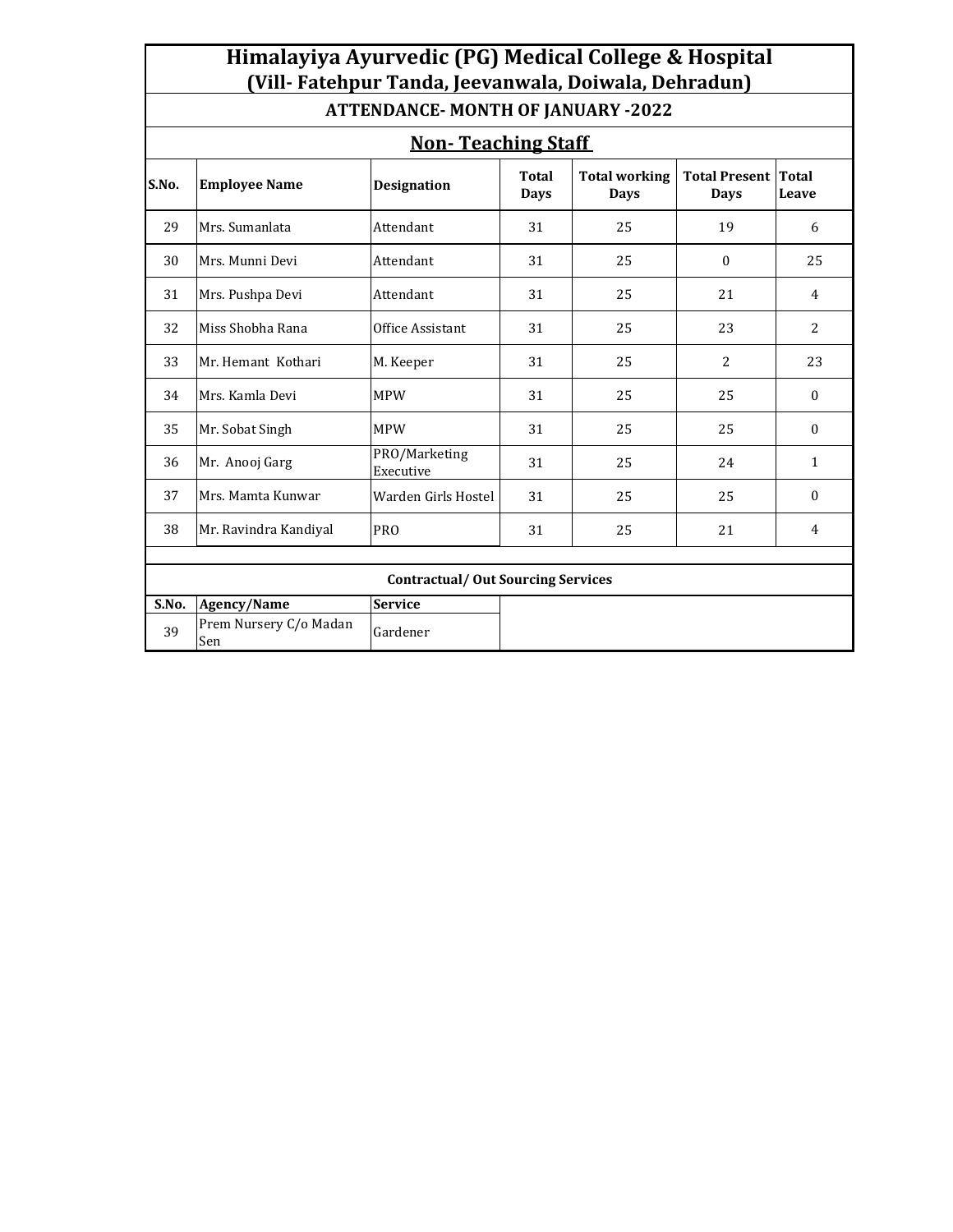# Himalayiya Ayurvedic (PG) Medical College & Hospital

## (Vill- Fatehpur Tanda, Jeevanwala, Doiwala, Dehradun)

### ATTENDANCE- MONTH OF JANUARY -2022

### Non- Teaching Staff

| S.No. | Employee Name | Designation | Total Days | Total working Days | Total Present Days | Total Leave |
|---|---|---|---|---|---|---|
| 29 | Mrs. Sumanlata | Attendant | 31 | 25 | 19 | 6 |
| 30 | Mrs. Munni Devi | Attendant | 31 | 25 | 0 | 25 |
| 31 | Mrs. Pushpa Devi | Attendant | 31 | 25 | 21 | 4 |
| 32 | Miss Shobha Rana | Office Assistant | 31 | 25 | 23 | 2 |
| 33 | Mr. Hemant Kothari | M. Keeper | 31 | 25 | 2 | 23 |
| 34 | Mrs. Kamla Devi | MPW | 31 | 25 | 25 | 0 |
| 35 | Mr. Sobat Singh | MPW | 31 | 25 | 25 | 0 |
| 36 | Mr. Anooj Garg | PRO/Marketing Executive | 31 | 25 | 24 | 1 |
| 37 | Mrs. Mamta Kunwar | Warden Girls Hostel | 31 | 25 | 25 | 0 |
| 38 | Mr. Ravindra Kandiyal | PRO | 31 | 25 | 21 | 4 |

**Contractual/ Out Sourcing Services**

| S.No. | Agency/Name | Service |
|---|---|---|
| 39 | Prem Nursery C/o Madan Sen | Gardener |